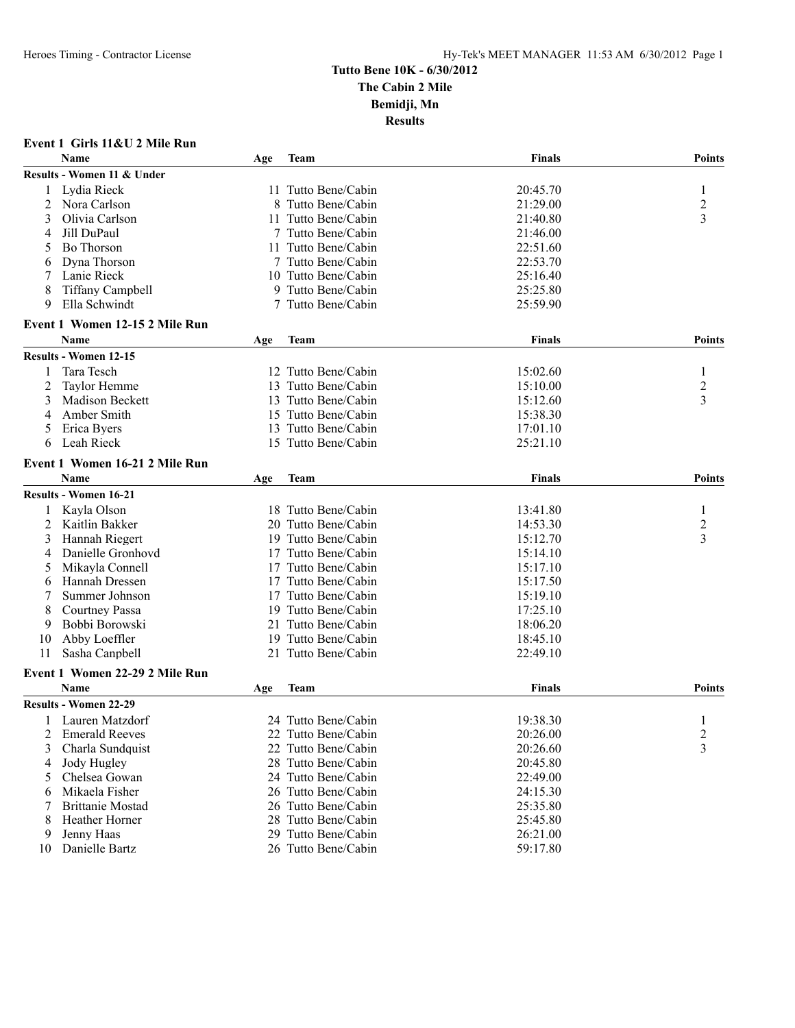# Tutto Bene 10K - 6/30/2012
## The Cabin 2 Mile
## Bemidji, Mn
## Results

### Event 1 Girls 11&U 2 Mile Run

| | Name | Age | Team | Finals | Points |
|---|---|---|---|---|---|
| **Results - Women 11 & Under** | | | | | |
| 1 | Lydia Rieck | 11 | Tutto Bene/Cabin | 20:45.70 | 1 |
| 2 | Nora Carlson | 8 | Tutto Bene/Cabin | 21:29.00 | 2 |
| 3 | Olivia Carlson | 11 | Tutto Bene/Cabin | 21:40.80 | 3 |
| 4 | Jill DuPaul | 7 | Tutto Bene/Cabin | 21:46.00 | |
| 5 | Bo Thorson | 11 | Tutto Bene/Cabin | 22:51.60 | |
| 6 | Dyna Thorson | 7 | Tutto Bene/Cabin | 22:53.70 | |
| 7 | Lanie Rieck | 10 | Tutto Bene/Cabin | 25:16.40 | |
| 8 | Tiffany Campbell | 9 | Tutto Bene/Cabin | 25:25.80 | |
| 9 | Ella Schwindt | 7 | Tutto Bene/Cabin | 25:59.90 | |

### Event 1 Women 12-15 2 Mile Run

| | Name | Age | Team | Finals | Points |
|---|---|---|---|---|---|
| **Results - Women 12-15** | | | | | |
| 1 | Tara Tesch | 12 | Tutto Bene/Cabin | 15:02.60 | 1 |
| 2 | Taylor Hemme | 13 | Tutto Bene/Cabin | 15:10.00 | 2 |
| 3 | Madison Beckett | 13 | Tutto Bene/Cabin | 15:12.60 | 3 |
| 4 | Amber Smith | 15 | Tutto Bene/Cabin | 15:38.30 | |
| 5 | Erica Byers | 13 | Tutto Bene/Cabin | 17:01.10 | |
| 6 | Leah Rieck | 15 | Tutto Bene/Cabin | 25:21.10 | |

### Event 1 Women 16-21 2 Mile Run

| | Name | Age | Team | Finals | Points |
|---|---|---|---|---|---|
| **Results - Women 16-21** | | | | | |
| 1 | Kayla Olson | 18 | Tutto Bene/Cabin | 13:41.80 | 1 |
| 2 | Kaitlin Bakker | 20 | Tutto Bene/Cabin | 14:53.30 | 2 |
| 3 | Hannah Riegert | 19 | Tutto Bene/Cabin | 15:12.70 | 3 |
| 4 | Danielle Gronhovd | 17 | Tutto Bene/Cabin | 15:14.10 | |
| 5 | Mikayla Connell | 17 | Tutto Bene/Cabin | 15:17.10 | |
| 6 | Hannah Dressen | 17 | Tutto Bene/Cabin | 15:17.50 | |
| 7 | Summer Johnson | 17 | Tutto Bene/Cabin | 15:19.10 | |
| 8 | Courtney Passa | 19 | Tutto Bene/Cabin | 17:25.10 | |
| 9 | Bobbi Borowski | 21 | Tutto Bene/Cabin | 18:06.20 | |
| 10 | Abby Loeffler | 19 | Tutto Bene/Cabin | 18:45.10 | |
| 11 | Sasha Canpbell | 21 | Tutto Bene/Cabin | 22:49.10 | |

### Event 1 Women 22-29 2 Mile Run

| | Name | Age | Team | Finals | Points |
|---|---|---|---|---|---|
| **Results - Women 22-29** | | | | | |
| 1 | Lauren Matzdorf | 24 | Tutto Bene/Cabin | 19:38.30 | 1 |
| 2 | Emerald Reeves | 22 | Tutto Bene/Cabin | 20:26.00 | 2 |
| 3 | Charla Sundquist | 22 | Tutto Bene/Cabin | 20:26.60 | 3 |
| 4 | Jody Hugley | 28 | Tutto Bene/Cabin | 20:45.80 | |
| 5 | Chelsea Gowan | 24 | Tutto Bene/Cabin | 22:49.00 | |
| 6 | Mikaela Fisher | 26 | Tutto Bene/Cabin | 24:15.30 | |
| 7 | Brittanie Mostad | 26 | Tutto Bene/Cabin | 25:35.80 | |
| 8 | Heather Horner | 28 | Tutto Bene/Cabin | 25:45.80 | |
| 9 | Jenny Haas | 29 | Tutto Bene/Cabin | 26:21.00 | |
| 10 | Danielle Bartz | 26 | Tutto Bene/Cabin | 59:17.80 | |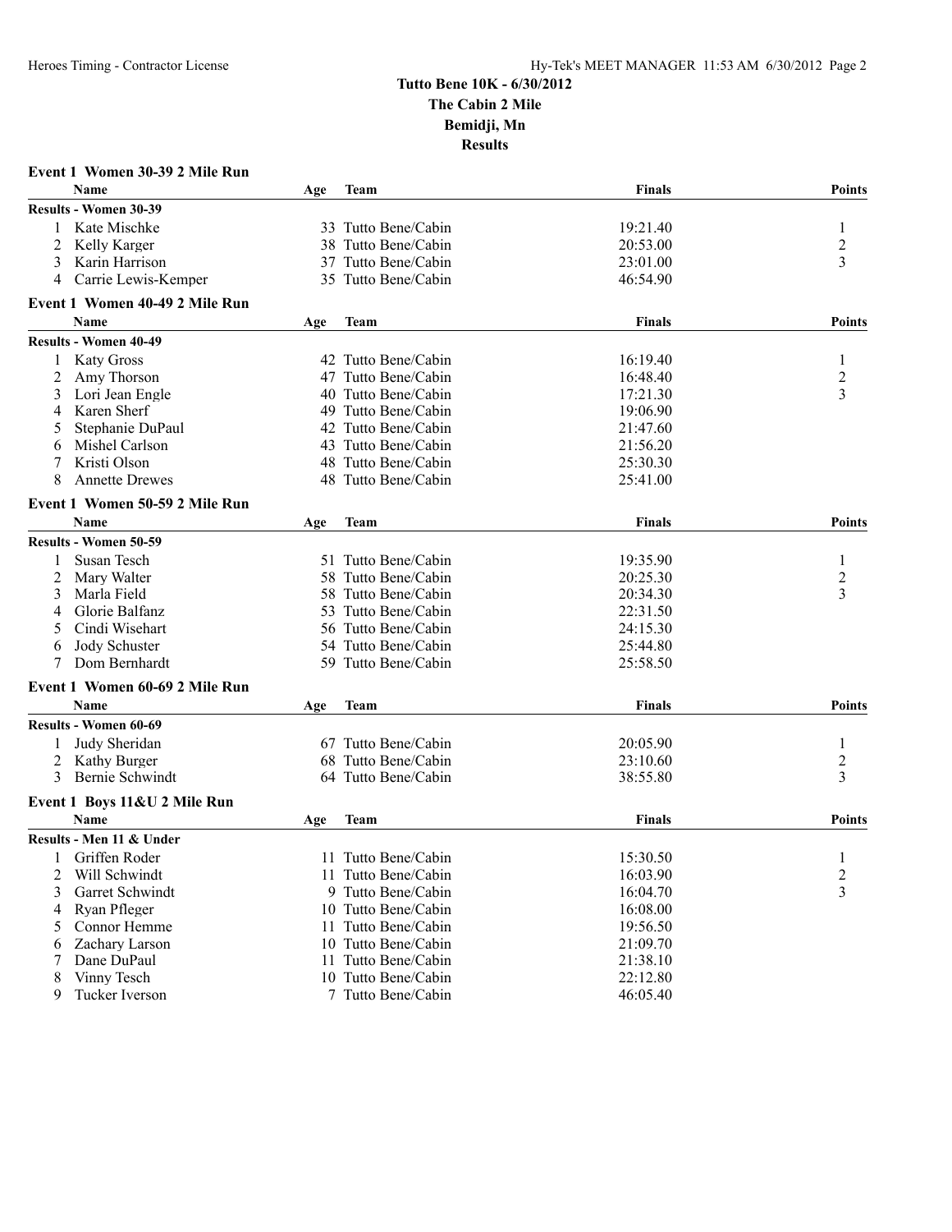# Tutto Bene 10K - 6/30/2012
## The Cabin 2 Mile
## Bemidji, Mn
## Results

### Event 1 Women 30-39 2 Mile Run

| | Name | Age | Team | Finals | Points |
|---|---|---|---|---|---|
| **Results - Women 30-39** | | | | | |
| 1 | Kate Mischke | 33 | Tutto Bene/Cabin | 19:21.40 | 1 |
| 2 | Kelly Karger | 38 | Tutto Bene/Cabin | 20:53.00 | 2 |
| 3 | Karin Harrison | 37 | Tutto Bene/Cabin | 23:01.00 | 3 |
| 4 | Carrie Lewis-Kemper | 35 | Tutto Bene/Cabin | 46:54.90 | |

### Event 1 Women 40-49 2 Mile Run

| | Name | Age | Team | Finals | Points |
|---|---|---|---|---|---|
| **Results - Women 40-49** | | | | | |
| 1 | Katy Gross | 42 | Tutto Bene/Cabin | 16:19.40 | 1 |
| 2 | Amy Thorson | 47 | Tutto Bene/Cabin | 16:48.40 | 2 |
| 3 | Lori Jean Engle | 40 | Tutto Bene/Cabin | 17:21.30 | 3 |
| 4 | Karen Sherf | 49 | Tutto Bene/Cabin | 19:06.90 | |
| 5 | Stephanie DuPaul | 42 | Tutto Bene/Cabin | 21:47.60 | |
| 6 | Mishel Carlson | 43 | Tutto Bene/Cabin | 21:56.20 | |
| 7 | Kristi Olson | 48 | Tutto Bene/Cabin | 25:30.30 | |
| 8 | Annette Drewes | 48 | Tutto Bene/Cabin | 25:41.00 | |

### Event 1 Women 50-59 2 Mile Run

| | Name | Age | Team | Finals | Points |
|---|---|---|---|---|---|
| **Results - Women 50-59** | | | | | |
| 1 | Susan Tesch | 51 | Tutto Bene/Cabin | 19:35.90 | 1 |
| 2 | Mary Walter | 58 | Tutto Bene/Cabin | 20:25.30 | 2 |
| 3 | Marla Field | 58 | Tutto Bene/Cabin | 20:34.30 | 3 |
| 4 | Glorie Balfanz | 53 | Tutto Bene/Cabin | 22:31.50 | |
| 5 | Cindi Wisehart | 56 | Tutto Bene/Cabin | 24:15.30 | |
| 6 | Jody Schuster | 54 | Tutto Bene/Cabin | 25:44.80 | |
| 7 | Dom Bernhardt | 59 | Tutto Bene/Cabin | 25:58.50 | |

### Event 1 Women 60-69 2 Mile Run

| | Name | Age | Team | Finals | Points |
|---|---|---|---|---|---|
| **Results - Women 60-69** | | | | | |
| 1 | Judy Sheridan | 67 | Tutto Bene/Cabin | 20:05.90 | 1 |
| 2 | Kathy Burger | 68 | Tutto Bene/Cabin | 23:10.60 | 2 |
| 3 | Bernie Schwindt | 64 | Tutto Bene/Cabin | 38:55.80 | 3 |

### Event 1 Boys 11&U 2 Mile Run

| | Name | Age | Team | Finals | Points |
|---|---|---|---|---|---|
| **Results - Men 11 & Under** | | | | | |
| 1 | Griffen Roder | 11 | Tutto Bene/Cabin | 15:30.50 | 1 |
| 2 | Will Schwindt | 11 | Tutto Bene/Cabin | 16:03.90 | 2 |
| 3 | Garret Schwindt | 9 | Tutto Bene/Cabin | 16:04.70 | 3 |
| 4 | Ryan Pfleger | 10 | Tutto Bene/Cabin | 16:08.00 | |
| 5 | Connor Hemme | 11 | Tutto Bene/Cabin | 19:56.50 | |
| 6 | Zachary Larson | 10 | Tutto Bene/Cabin | 21:09.70 | |
| 7 | Dane DuPaul | 11 | Tutto Bene/Cabin | 21:38.10 | |
| 8 | Vinny Tesch | 10 | Tutto Bene/Cabin | 22:12.80 | |
| 9 | Tucker Iverson | 7 | Tutto Bene/Cabin | 46:05.40 | |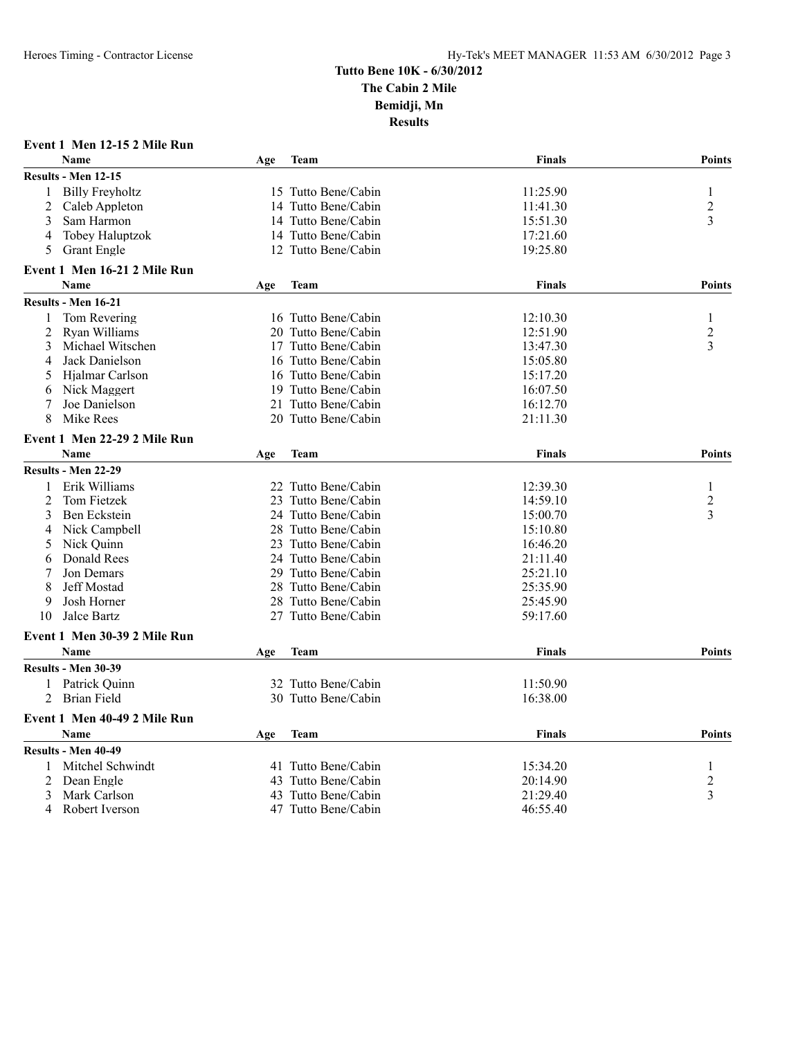# Tutto Bene 10K - 6/30/2012
## The Cabin 2 Mile
## Bemidji, Mn
## Results

### Event 1 Men 12-15 2 Mile Run

| | Name | Age | Team | Finals | Points |
|---|---|---|---|---|---|
| **Results - Men 12-15** | | | | | |
| 1 | Billy Freyholtz | 15 | Tutto Bene/Cabin | 11:25.90 | 1 |
| 2 | Caleb Appleton | 14 | Tutto Bene/Cabin | 11:41.30 | 2 |
| 3 | Sam Harmon | 14 | Tutto Bene/Cabin | 15:51.30 | 3 |
| 4 | Tobey Haluptzok | 14 | Tutto Bene/Cabin | 17:21.60 | |
| 5 | Grant Engle | 12 | Tutto Bene/Cabin | 19:25.80 | |

### Event 1 Men 16-21 2 Mile Run

| | Name | Age | Team | Finals | Points |
|---|---|---|---|---|---|
| **Results - Men 16-21** | | | | | |
| 1 | Tom Revering | 16 | Tutto Bene/Cabin | 12:10.30 | 1 |
| 2 | Ryan Williams | 20 | Tutto Bene/Cabin | 12:51.90 | 2 |
| 3 | Michael Witschen | 17 | Tutto Bene/Cabin | 13:47.30 | 3 |
| 4 | Jack Danielson | 16 | Tutto Bene/Cabin | 15:05.80 | |
| 5 | Hjalmar Carlson | 16 | Tutto Bene/Cabin | 15:17.20 | |
| 6 | Nick Maggert | 19 | Tutto Bene/Cabin | 16:07.50 | |
| 7 | Joe Danielson | 21 | Tutto Bene/Cabin | 16:12.70 | |
| 8 | Mike Rees | 20 | Tutto Bene/Cabin | 21:11.30 | |

### Event 1 Men 22-29 2 Mile Run

| | Name | Age | Team | Finals | Points |
|---|---|---|---|---|---|
| **Results - Men 22-29** | | | | | |
| 1 | Erik Williams | 22 | Tutto Bene/Cabin | 12:39.30 | 1 |
| 2 | Tom Fietzek | 23 | Tutto Bene/Cabin | 14:59.10 | 2 |
| 3 | Ben Eckstein | 24 | Tutto Bene/Cabin | 15:00.70 | 3 |
| 4 | Nick Campbell | 28 | Tutto Bene/Cabin | 15:10.80 | |
| 5 | Nick Quinn | 23 | Tutto Bene/Cabin | 16:46.20 | |
| 6 | Donald Rees | 24 | Tutto Bene/Cabin | 21:11.40 | |
| 7 | Jon Demars | 29 | Tutto Bene/Cabin | 25:21.10 | |
| 8 | Jeff Mostad | 28 | Tutto Bene/Cabin | 25:35.90 | |
| 9 | Josh Horner | 28 | Tutto Bene/Cabin | 25:45.90 | |
| 10 | Jalce Bartz | 27 | Tutto Bene/Cabin | 59:17.60 | |

### Event 1 Men 30-39 2 Mile Run

| | Name | Age | Team | Finals | Points |
|---|---|---|---|---|---|
| **Results - Men 30-39** | | | | | |
| 1 | Patrick Quinn | 32 | Tutto Bene/Cabin | 11:50.90 | |
| 2 | Brian Field | 30 | Tutto Bene/Cabin | 16:38.00 | |

### Event 1 Men 40-49 2 Mile Run

| | Name | Age | Team | Finals | Points |
|---|---|---|---|---|---|
| **Results - Men 40-49** | | | | | |
| 1 | Mitchel Schwindt | 41 | Tutto Bene/Cabin | 15:34.20 | 1 |
| 2 | Dean Engle | 43 | Tutto Bene/Cabin | 20:14.90 | 2 |
| 3 | Mark Carlson | 43 | Tutto Bene/Cabin | 21:29.40 | 3 |
| 4 | Robert Iverson | 47 | Tutto Bene/Cabin | 46:55.40 | |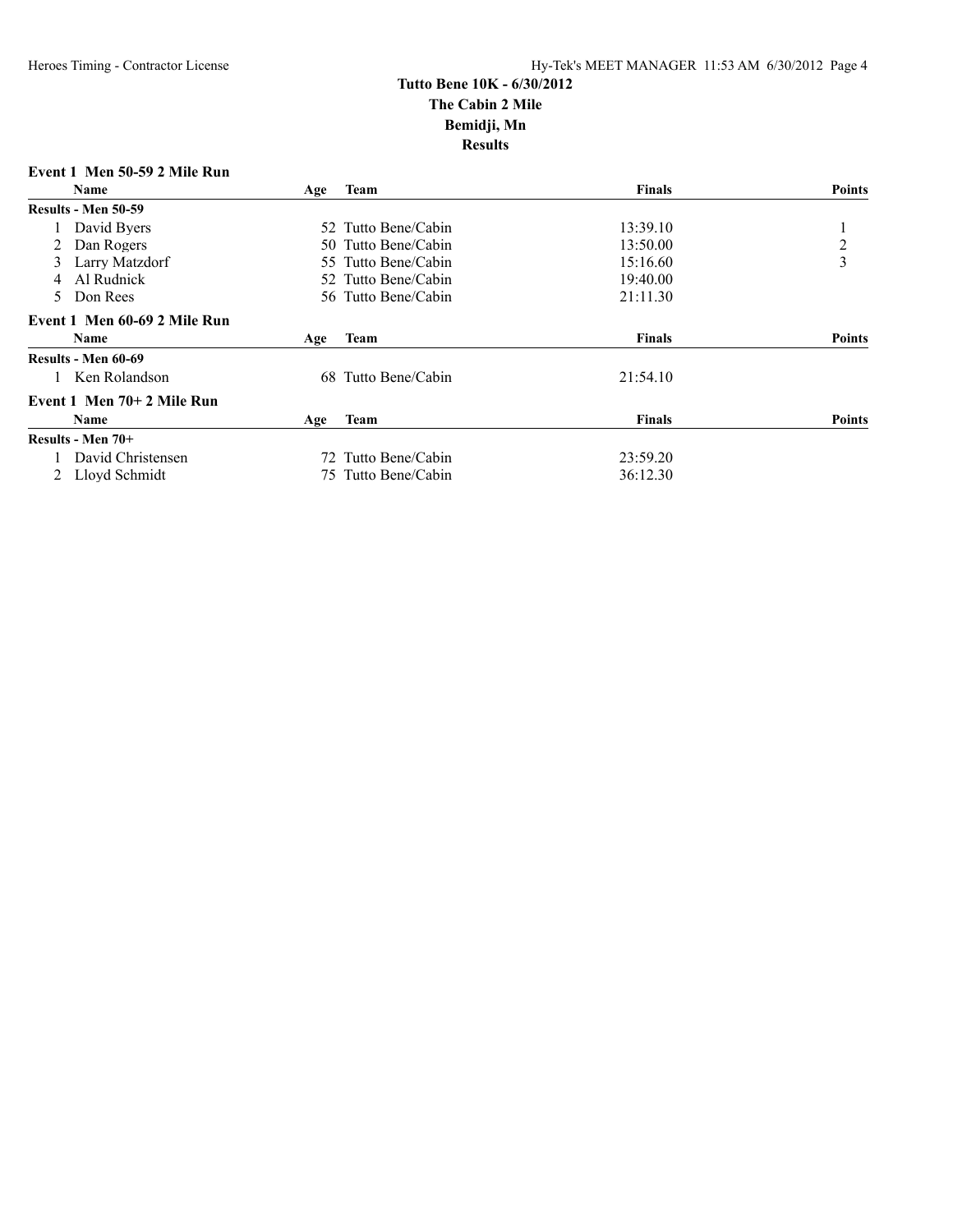# Tutto Bene 10K - 6/30/2012
## The Cabin 2 Mile
## Bemidji, Mn
## Results

### Event 1 Men 50-59 2 Mile Run

| | Name | Age | Team | Finals | Points |
|---|---|---|---|---|---|
| **Results - Men 50-59** | | | | | |
| 1 | David Byers | 52 | Tutto Bene/Cabin | 13:39.10 | 1 |
| 2 | Dan Rogers | 50 | Tutto Bene/Cabin | 13:50.00 | 2 |
| 3 | Larry Matzdorf | 55 | Tutto Bene/Cabin | 15:16.60 | 3 |
| 4 | Al Rudnick | 52 | Tutto Bene/Cabin | 19:40.00 | |
| 5 | Don Rees | 56 | Tutto Bene/Cabin | 21:11.30 | |

### Event 1 Men 60-69 2 Mile Run

| | Name | Age | Team | Finals | Points |
|---|---|---|---|---|---|
| **Results - Men 60-69** | | | | | |
| 1 | Ken Rolandson | 68 | Tutto Bene/Cabin | 21:54.10 | |

### Event 1 Men 70+ 2 Mile Run

| | Name | Age | Team | Finals | Points |
|---|---|---|---|---|---|
| **Results - Men 70+** | | | | | |
| 1 | David Christensen | 72 | Tutto Bene/Cabin | 23:59.20 | |
| 2 | Lloyd Schmidt | 75 | Tutto Bene/Cabin | 36:12.30 | |